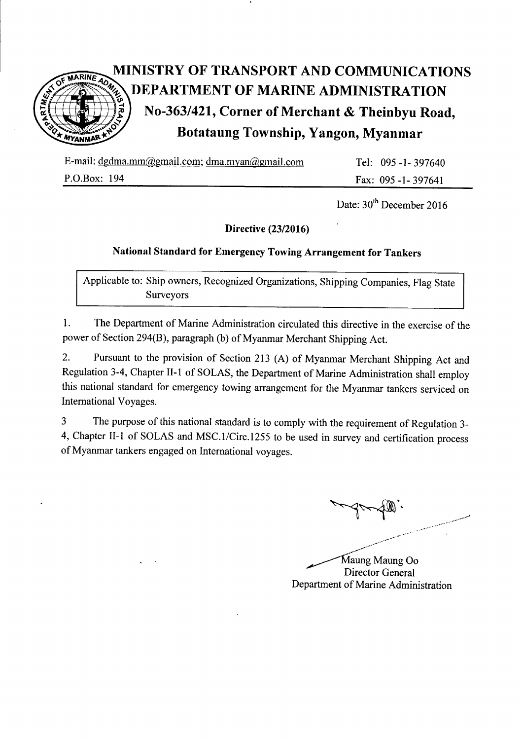# MINISTRY OF TRANSPORT AND COMMUNICATIONS

# DEPARTMENT OF MARINE ADMINISTRATION

## No-363/421, Corner of Merchant & Theinbyu Road, Botataung Township, Yangon, Myanmar

E-mail: dgdma.mm@gmail.com; dma.myan@gmail.com    Tel: 095 -1- 397640

P.O.Box: 194    Fax: 095 -1- 397641

Date: 30th December 2016

**Directive (23/2016)**

**National Standard for Emergency Towing Arrangement for Tankers**

| Applicable to: Ship owners, Recognized Organizations, Shipping Companies, Flag State Surveyors |
| --- |

1. The Department of Marine Administration circulated this directive in the exercise of the power of Section 294(B), paragraph (b) of Myanmar Merchant Shipping Act.

2. Pursuant to the provision of Section 213 (A) of Myanmar Merchant Shipping Act and Regulation 3-4, Chapter II-1 of SOLAS, the Department of Marine Administration shall employ this national standard for emergency towing arrangement for the Myanmar tankers serviced on International Voyages.

3 The purpose of this national standard is to comply with the requirement of Regulation 3-4, Chapter II-1 of SOLAS and MSC.1/Circ.1255 to be used in survey and certification process of Myanmar tankers engaged on International voyages.

Maung Maung Oo
Director General
Department of Marine Administration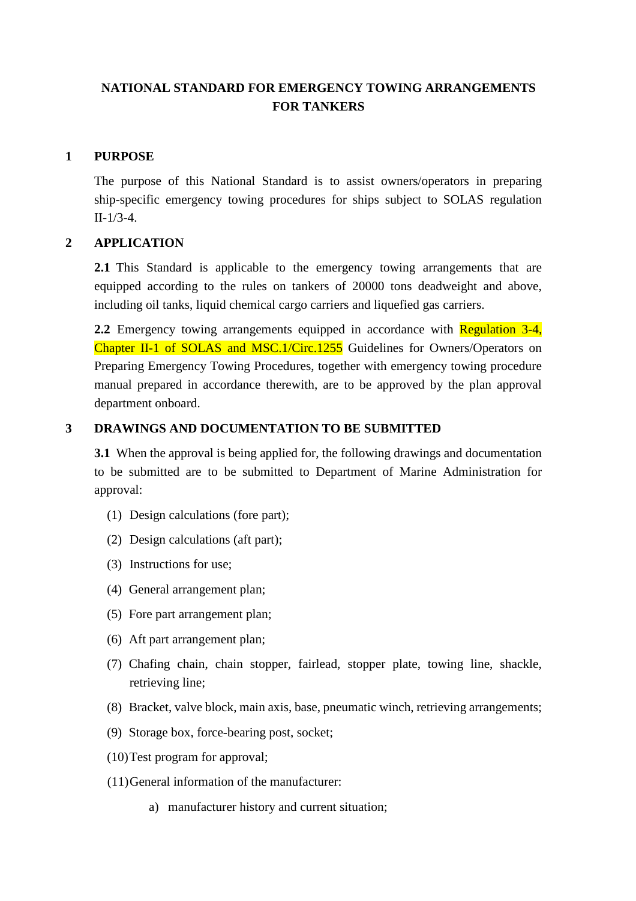# NATIONAL STANDARD FOR EMERGENCY TOWING ARRANGEMENTS FOR TANKERS

## 1 PURPOSE

The purpose of this National Standard is to assist owners/operators in preparing ship-specific emergency towing procedures for ships subject to SOLAS regulation II-1/3-4.

## 2 APPLICATION

**2.1** This Standard is applicable to the emergency towing arrangements that are equipped according to the rules on tankers of 20000 tons deadweight and above, including oil tanks, liquid chemical cargo carriers and liquefied gas carriers.

**2.2** Emergency towing arrangements equipped in accordance with Regulation 3-4, Chapter II-1 of SOLAS and MSC.1/Circ.1255 Guidelines for Owners/Operators on Preparing Emergency Towing Procedures, together with emergency towing procedure manual prepared in accordance therewith, are to be approved by the plan approval department onboard.

## 3 DRAWINGS AND DOCUMENTATION TO BE SUBMITTED

**3.1** When the approval is being applied for, the following drawings and documentation to be submitted are to be submitted to Department of Marine Administration for approval:

(1) Design calculations (fore part);

(2) Design calculations (aft part);

(3) Instructions for use;

(4) General arrangement plan;

(5) Fore part arrangement plan;

(6) Aft part arrangement plan;

(7) Chafing chain, chain stopper, fairlead, stopper plate, towing line, shackle, retrieving line;

(8) Bracket, valve block, main axis, base, pneumatic winch, retrieving arrangements;

(9) Storage box, force-bearing post, socket;

(10) Test program for approval;

(11) General information of the manufacturer:

a) manufacturer history and current situation;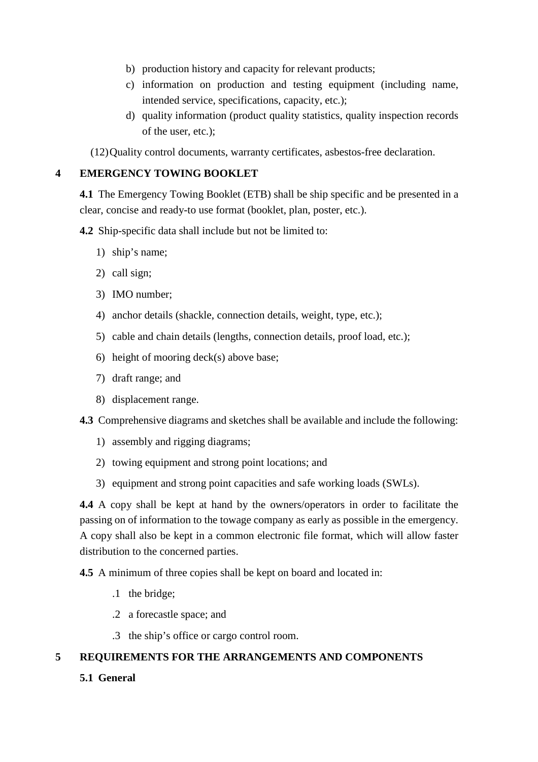b) production history and capacity for relevant products;

c) information on production and testing equipment (including name, intended service, specifications, capacity, etc.);

d) quality information (product quality statistics, quality inspection records of the user, etc.);

(12) Quality control documents, warranty certificates, asbestos-free declaration.

## 4 EMERGENCY TOWING BOOKLET

**4.1** The Emergency Towing Booklet (ETB) shall be ship specific and be presented in a clear, concise and ready-to use format (booklet, plan, poster, etc.).

**4.2** Ship-specific data shall include but not be limited to:

1) ship's name;
2) call sign;
3) IMO number;
4) anchor details (shackle, connection details, weight, type, etc.);
5) cable and chain details (lengths, connection details, proof load, etc.);
6) height of mooring deck(s) above base;
7) draft range; and
8) displacement range.

**4.3** Comprehensive diagrams and sketches shall be available and include the following:

1) assembly and rigging diagrams;
2) towing equipment and strong point locations; and
3) equipment and strong point capacities and safe working loads (SWLs).

**4.4** A copy shall be kept at hand by the owners/operators in order to facilitate the passing on of information to the towage company as early as possible in the emergency. A copy shall also be kept in a common electronic file format, which will allow faster distribution to the concerned parties.

**4.5** A minimum of three copies shall be kept on board and located in:

.1 the bridge;

.2 a forecastle space; and

.3 the ship's office or cargo control room.

## 5 REQUIREMENTS FOR THE ARRANGEMENTS AND COMPONENTS

### 5.1 General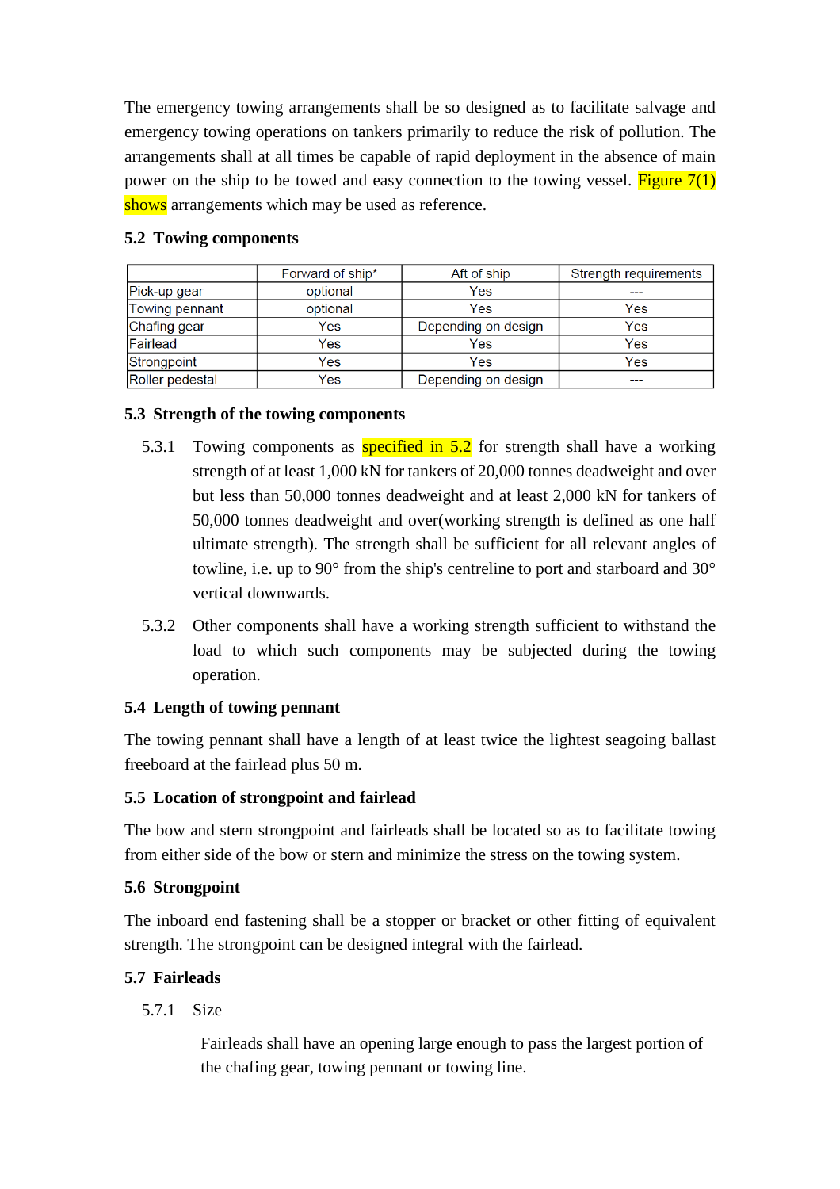The emergency towing arrangements shall be so designed as to facilitate salvage and emergency towing operations on tankers primarily to reduce the risk of pollution. The arrangements shall at all times be capable of rapid deployment in the absence of main power on the ship to be towed and easy connection to the towing vessel. Figure 7(1) shows arrangements which may be used as reference.

### 5.2 Towing components

| | Forward of ship* | Aft of ship | Strength requirements |
|---|---|---|---|
| Pick-up gear | optional | Yes | --- |
| Towing pennant | optional | Yes | Yes |
| Chafing gear | Yes | Depending on design | Yes |
| Fairlead | Yes | Yes | Yes |
| Strongpoint | Yes | Yes | Yes |
| Roller pedestal | Yes | Depending on design | --- |

### 5.3 Strength of the towing components

5.3.1 Towing components as specified in 5.2 for strength shall have a working strength of at least 1,000 kN for tankers of 20,000 tonnes deadweight and over but less than 50,000 tonnes deadweight and at least 2,000 kN for tankers of 50,000 tonnes deadweight and over(working strength is defined as one half ultimate strength). The strength shall be sufficient for all relevant angles of towline, i.e. up to 90° from the ship's centreline to port and starboard and 30° vertical downwards.

5.3.2 Other components shall have a working strength sufficient to withstand the load to which such components may be subjected during the towing operation.

### 5.4 Length of towing pennant

The towing pennant shall have a length of at least twice the lightest seagoing ballast freeboard at the fairlead plus 50 m.

### 5.5 Location of strongpoint and fairlead

The bow and stern strongpoint and fairleads shall be located so as to facilitate towing from either side of the bow or stern and minimize the stress on the towing system.

### 5.6 Strongpoint

The inboard end fastening shall be a stopper or bracket or other fitting of equivalent strength. The strongpoint can be designed integral with the fairlead.

### 5.7 Fairleads

5.7.1 Size

Fairleads shall have an opening large enough to pass the largest portion of the chafing gear, towing pennant or towing line.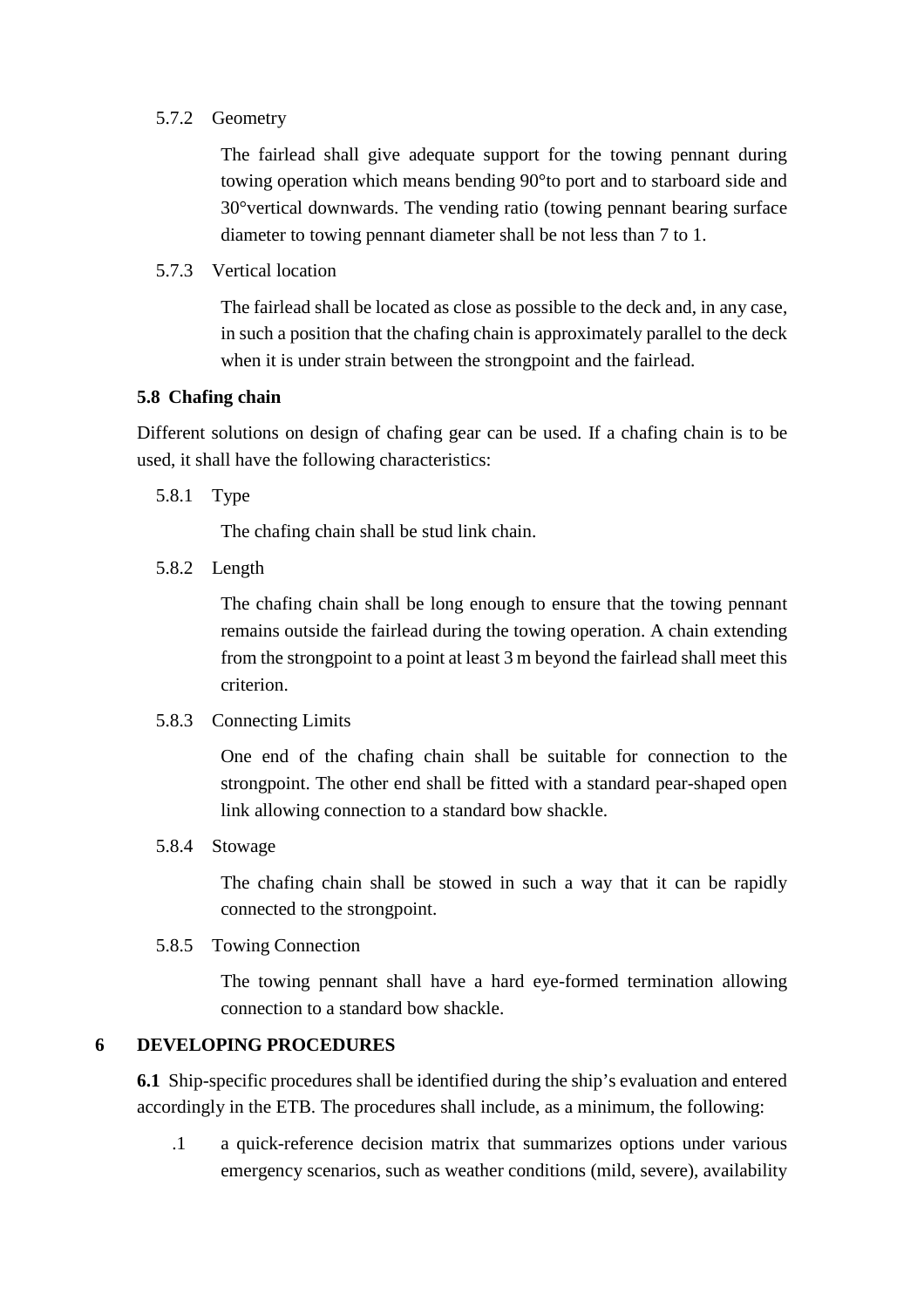5.7.2 Geometry

The fairlead shall give adequate support for the towing pennant during towing operation which means bending 90°to port and to starboard side and 30°vertical downwards. The vending ratio (towing pennant bearing surface diameter to towing pennant diameter shall be not less than 7 to 1.

5.7.3 Vertical location

The fairlead shall be located as close as possible to the deck and, in any case, in such a position that the chafing chain is approximately parallel to the deck when it is under strain between the strongpoint and the fairlead.

**5.8 Chafing chain**

Different solutions on design of chafing gear can be used. If a chafing chain is to be used, it shall have the following characteristics:

5.8.1 Type

The chafing chain shall be stud link chain.

5.8.2 Length

The chafing chain shall be long enough to ensure that the towing pennant remains outside the fairlead during the towing operation. A chain extending from the strongpoint to a point at least 3 m beyond the fairlead shall meet this criterion.

5.8.3 Connecting Limits

One end of the chafing chain shall be suitable for connection to the strongpoint. The other end shall be fitted with a standard pear-shaped open link allowing connection to a standard bow shackle.

5.8.4 Stowage

The chafing chain shall be stowed in such a way that it can be rapidly connected to the strongpoint.

5.8.5 Towing Connection

The towing pennant shall have a hard eye-formed termination allowing connection to a standard bow shackle.

## 6 DEVELOPING PROCEDURES

**6.1** Ship-specific procedures shall be identified during the ship's evaluation and entered accordingly in the ETB. The procedures shall include, as a minimum, the following:

.1 a quick-reference decision matrix that summarizes options under various emergency scenarios, such as weather conditions (mild, severe), availability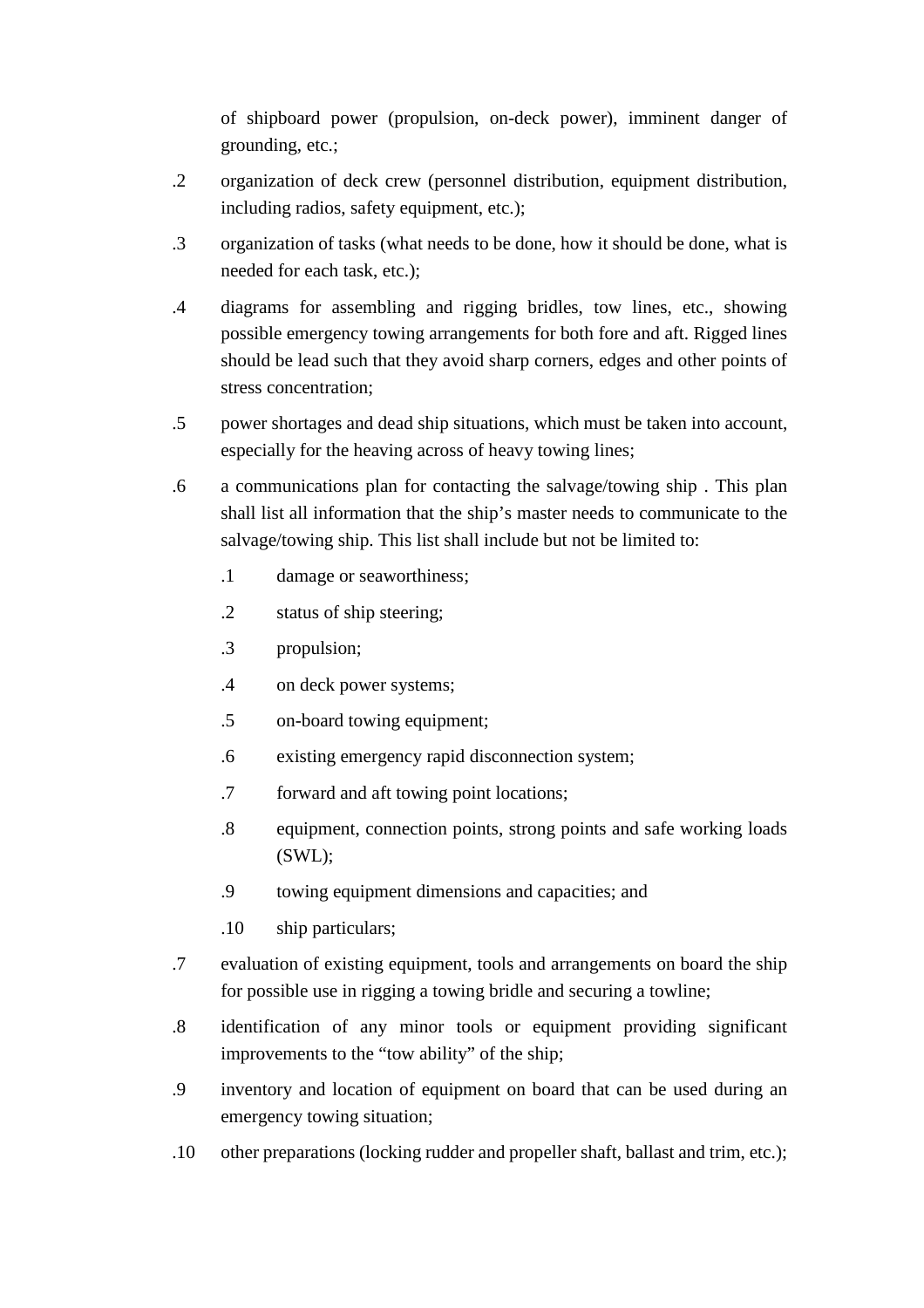of shipboard power (propulsion, on-deck power), imminent danger of grounding, etc.;

.2 organization of deck crew (personnel distribution, equipment distribution, including radios, safety equipment, etc.);

.3 organization of tasks (what needs to be done, how it should be done, what is needed for each task, etc.);

.4 diagrams for assembling and rigging bridles, tow lines, etc., showing possible emergency towing arrangements for both fore and aft. Rigged lines should be lead such that they avoid sharp corners, edges and other points of stress concentration;

.5 power shortages and dead ship situations, which must be taken into account, especially for the heaving across of heavy towing lines;

.6 a communications plan for contacting the salvage/towing ship . This plan shall list all information that the ship's master needs to communicate to the salvage/towing ship. This list shall include but not be limited to:

  .1 damage or seaworthiness;

  .2 status of ship steering;

  .3 propulsion;

  .4 on deck power systems;

  .5 on-board towing equipment;

  .6 existing emergency rapid disconnection system;

  .7 forward and aft towing point locations;

  .8 equipment, connection points, strong points and safe working loads (SWL);

  .9 towing equipment dimensions and capacities; and

  .10 ship particulars;

.7 evaluation of existing equipment, tools and arrangements on board the ship for possible use in rigging a towing bridle and securing a towline;

.8 identification of any minor tools or equipment providing significant improvements to the "tow ability" of the ship;

.9 inventory and location of equipment on board that can be used during an emergency towing situation;

.10 other preparations (locking rudder and propeller shaft, ballast and trim, etc.);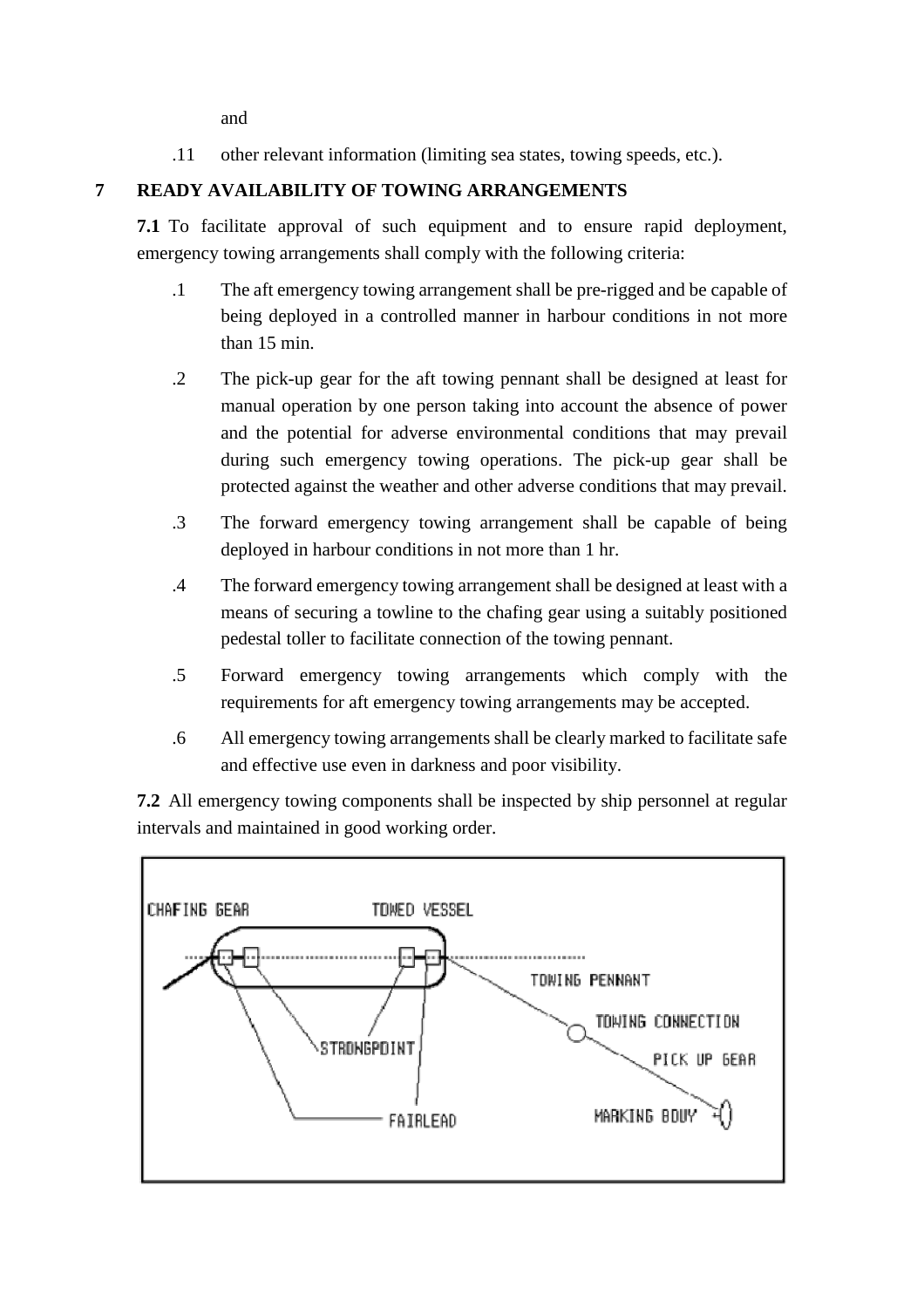and

.11 other relevant information (limiting sea states, towing speeds, etc.).

## 7 READY AVAILABILITY OF TOWING ARRANGEMENTS

**7.1** To facilitate approval of such equipment and to ensure rapid deployment, emergency towing arrangements shall comply with the following criteria:

.1 The aft emergency towing arrangement shall be pre-rigged and be capable of being deployed in a controlled manner in harbour conditions in not more than 15 min.

.2 The pick-up gear for the aft towing pennant shall be designed at least for manual operation by one person taking into account the absence of power and the potential for adverse environmental conditions that may prevail during such emergency towing operations. The pick-up gear shall be protected against the weather and other adverse conditions that may prevail.

.3 The forward emergency towing arrangement shall be capable of being deployed in harbour conditions in not more than 1 hr.

.4 The forward emergency towing arrangement shall be designed at least with a means of securing a towline to the chafing gear using a suitably positioned pedestal toller to facilitate connection of the towing pennant.

.5 Forward emergency towing arrangements which comply with the requirements for aft emergency towing arrangements may be accepted.

.6 All emergency towing arrangements shall be clearly marked to facilitate safe and effective use even in darkness and poor visibility.

**7.2** All emergency towing components shall be inspected by ship personnel at regular intervals and maintained in good working order.

CHAFING GEAR TOWED VESSEL TOWING PENNANT TOWING CONNECTION STRONGPOINT PICK UP GEAR FAIRLEAD MARKING BOUY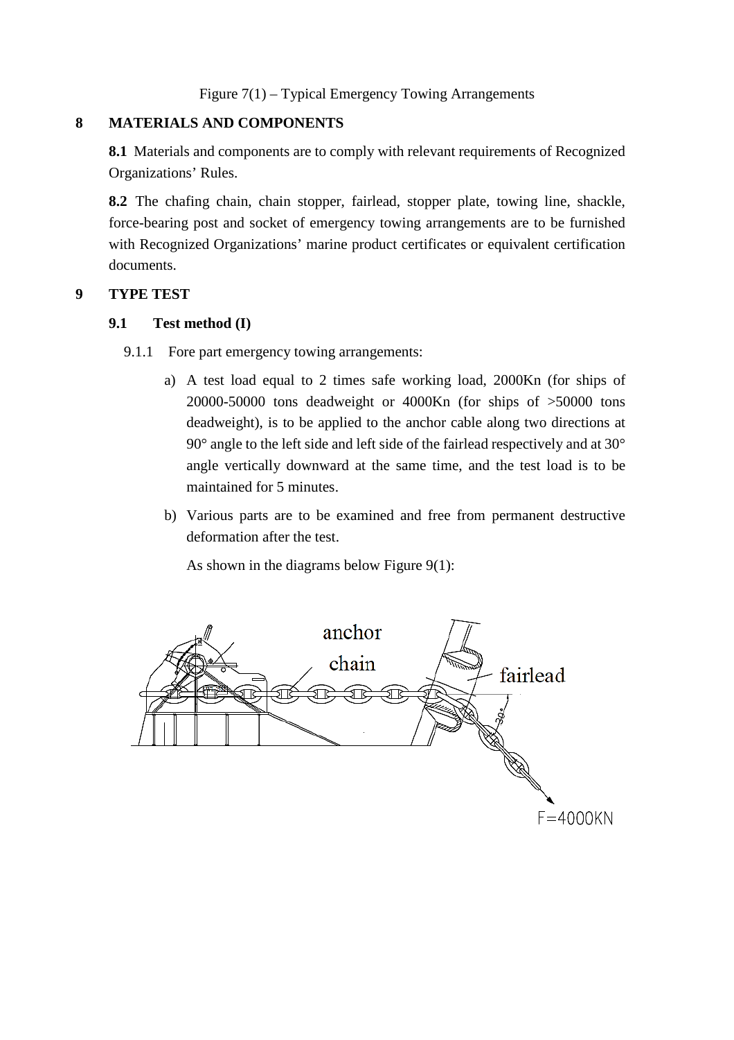Figure 7(1) – Typical Emergency Towing Arrangements

## 8 MATERIALS AND COMPONENTS

**8.1** Materials and components are to comply with relevant requirements of Recognized Organizations' Rules.

**8.2** The chafing chain, chain stopper, fairlead, stopper plate, towing line, shackle, force-bearing post and socket of emergency towing arrangements are to be furnished with Recognized Organizations' marine product certificates or equivalent certification documents.

## 9 TYPE TEST

### 9.1 Test method (I)

9.1.1 Fore part emergency towing arrangements:

a) A test load equal to 2 times safe working load, 2000Kn (for ships of 20000-50000 tons deadweight or 4000Kn (for ships of >50000 tons deadweight), is to be applied to the anchor cable along two directions at 90° angle to the left side and left side of the fairlead respectively and at 30° angle vertically downward at the same time, and the test load is to be maintained for 5 minutes.

b) Various parts are to be examined and free from permanent destructive deformation after the test.

As shown in the diagrams below Figure 9(1):

anchor chain

fairlead

30°

F=4000KN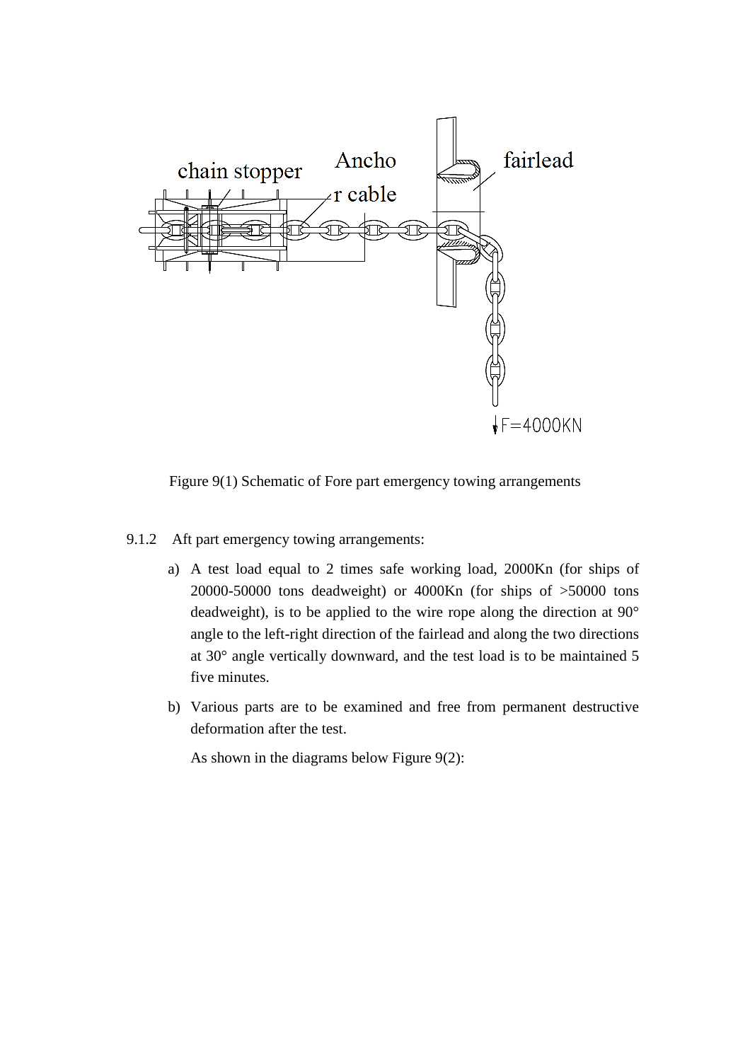Figure 9(1) Schematic of Fore part emergency towing arrangements

9.1.2 Aft part emergency towing arrangements:

a) A test load equal to 2 times safe working load, 2000Kn (for ships of 20000-50000 tons deadweight) or 4000Kn (for ships of >50000 tons deadweight), is to be applied to the wire rope along the direction at 90° angle to the left-right direction of the fairlead and along the two directions at 30° angle vertically downward, and the test load is to be maintained 5 five minutes.

b) Various parts are to be examined and free from permanent destructive deformation after the test.

   As shown in the diagrams below Figure 9(2):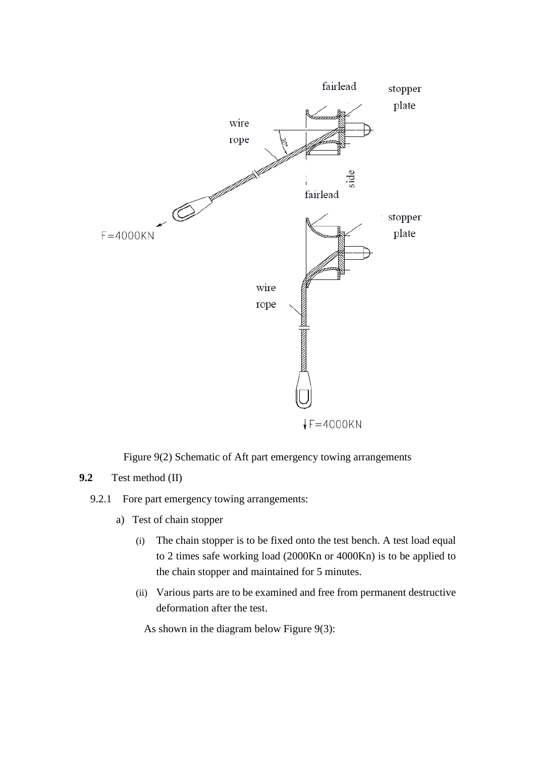Figure 9(2) Schematic of Aft part emergency towing arrangements

**9.2** Test method (II)

9.2.1 Fore part emergency towing arrangements:

a) Test of chain stopper

(i) The chain stopper is to be fixed onto the test bench. A test load equal to 2 times safe working load (2000Kn or 4000Kn) is to be applied to the chain stopper and maintained for 5 minutes.

(ii) Various parts are to be examined and free from permanent destructive deformation after the test.

As shown in the diagram below Figure 9(3):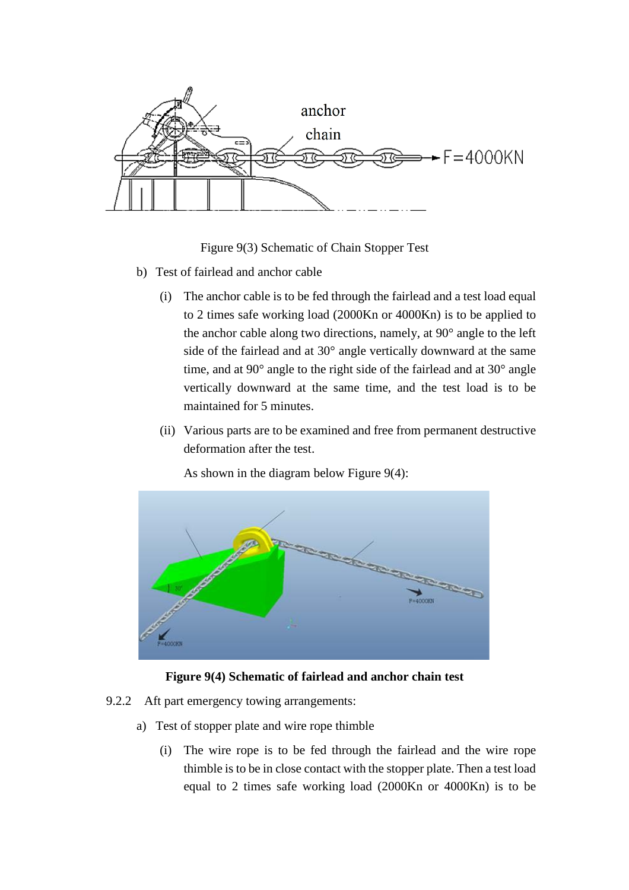Figure 9(3) Schematic of Chain Stopper Test

b) Test of fairlead and anchor cable

   (i) The anchor cable is to be fed through the fairlead and a test load equal to 2 times safe working load (2000Kn or 4000Kn) is to be applied to the anchor cable along two directions, namely, at 90° angle to the left side of the fairlead and at 30° angle vertically downward at the same time, and at 90° angle to the right side of the fairlead and at 30° angle vertically downward at the same time, and the test load is to be maintained for 5 minutes.

   (ii) Various parts are to be examined and free from permanent destructive deformation after the test.

   As shown in the diagram below Figure 9(4):

**Figure 9(4) Schematic of fairlead and anchor chain test**

9.2.2 Aft part emergency towing arrangements:

a) Test of stopper plate and wire rope thimble

   (i) The wire rope is to be fed through the fairlead and the wire rope thimble is to be in close contact with the stopper plate. Then a test load equal to 2 times safe working load (2000Kn or 4000Kn) is to be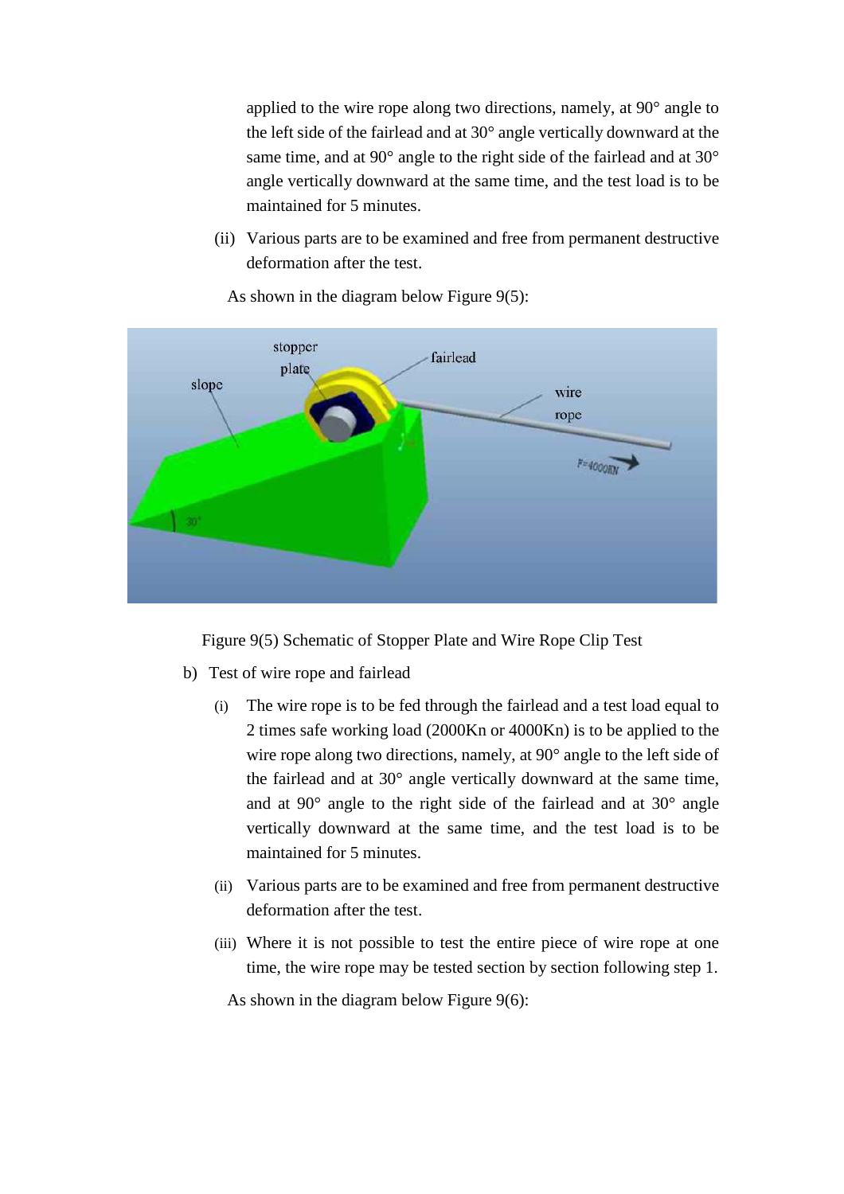applied to the wire rope along two directions, namely, at 90° angle to the left side of the fairlead and at 30° angle vertically downward at the same time, and at 90° angle to the right side of the fairlead and at 30° angle vertically downward at the same time, and the test load is to be maintained for 5 minutes.

(ii) Various parts are to be examined and free from permanent destructive deformation after the test.

As shown in the diagram below Figure 9(5):

Figure 9(5) Schematic of Stopper Plate and Wire Rope Clip Test

b) Test of wire rope and fairlead

(i) The wire rope is to be fed through the fairlead and a test load equal to 2 times safe working load (2000Kn or 4000Kn) is to be applied to the wire rope along two directions, namely, at 90° angle to the left side of the fairlead and at 30° angle vertically downward at the same time, and at 90° angle to the right side of the fairlead and at 30° angle vertically downward at the same time, and the test load is to be maintained for 5 minutes.

(ii) Various parts are to be examined and free from permanent destructive deformation after the test.

(iii) Where it is not possible to test the entire piece of wire rope at one time, the wire rope may be tested section by section following step 1.

As shown in the diagram below Figure 9(6):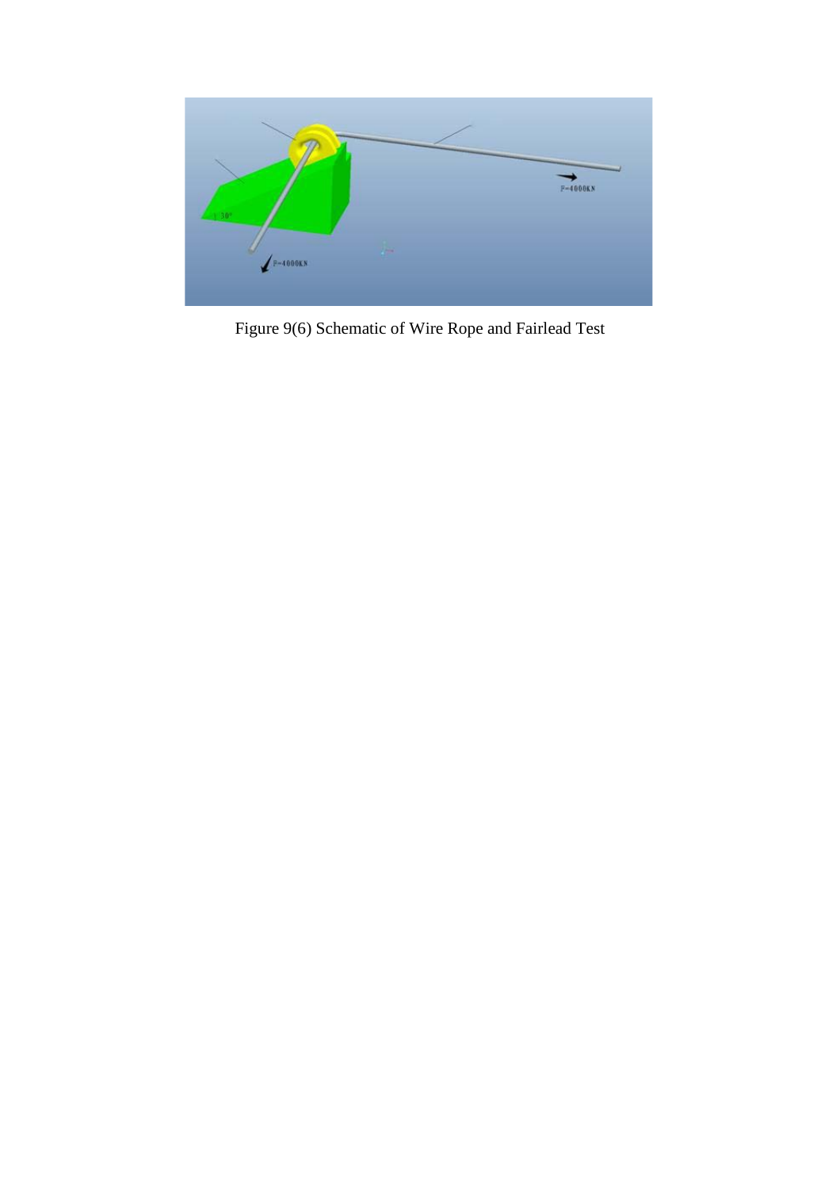F=4000KN

30°

F=4000KN

Figure 9(6) Schematic of Wire Rope and Fairlead Test